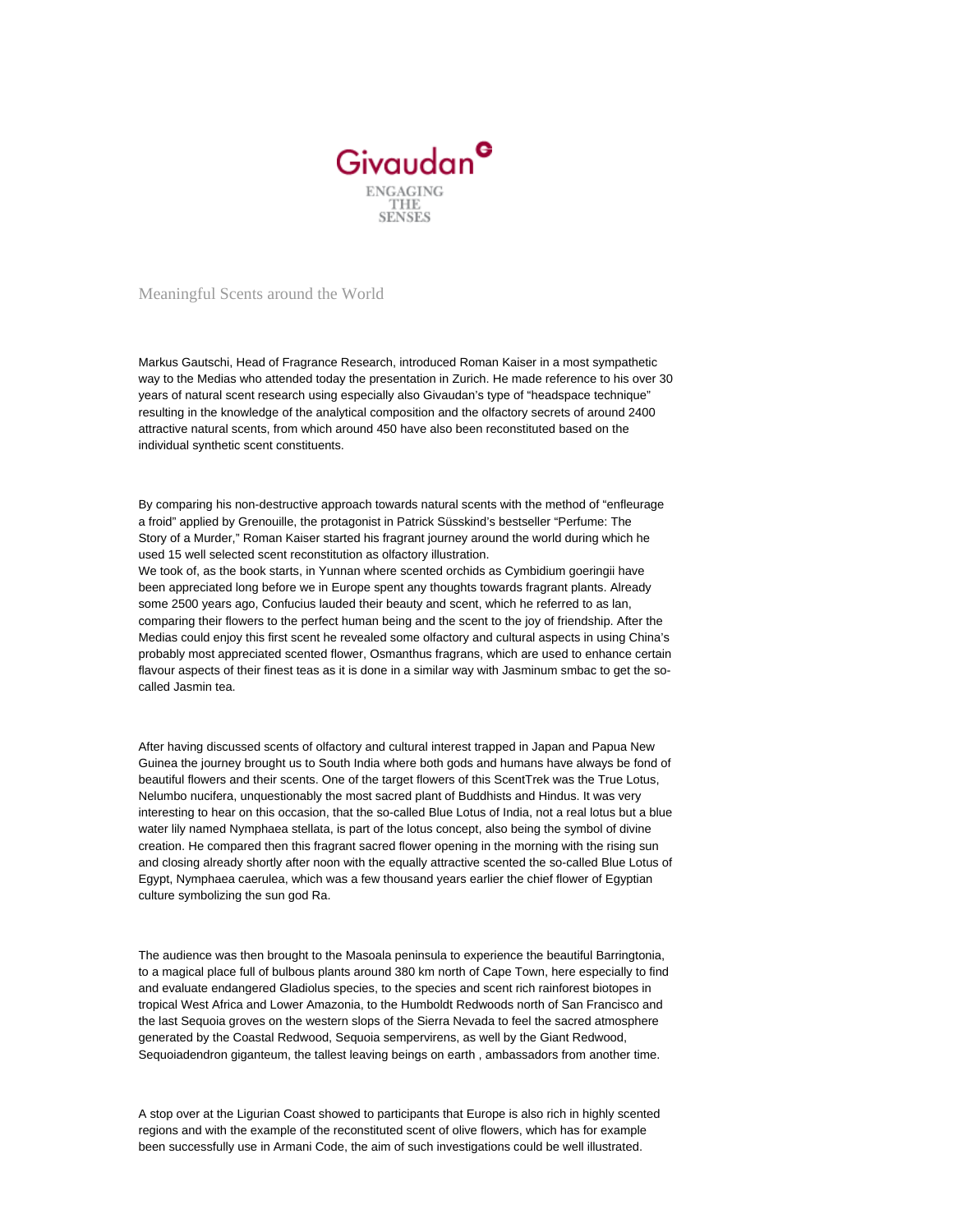Givaudan

ENGAGING THE SENSES

## Meaningful Scents around the World

Markus Gautschi, Head of Fragrance Research, introduced Roman Kaiser in a most sympathetic way to the Medias who attended today the presentation in Zurich. He made reference to his over 30 years of natural scent research using especially also Givaudan's type of "headspace technique" resulting in the knowledge of the analytical composition and the olfactory secrets of around 2400 attractive natural scents, from which around 450 have also been reconstituted based on the individual synthetic scent constituents.

By comparing his non-destructive approach towards natural scents with the method of "enfleurage a froid" applied by Grenouille, the protagonist in Patrick Süsskind's bestseller "Perfume: The Story of a Murder," Roman Kaiser started his fragrant journey around the world during which he used 15 well selected scent reconstitution as olfactory illustration.
We took of, as the book starts, in Yunnan where scented orchids as Cymbidium goeringii have been appreciated long before we in Europe spent any thoughts towards fragrant plants. Already some 2500 years ago, Confucius lauded their beauty and scent, which he referred to as lan, comparing their flowers to the perfect human being and the scent to the joy of friendship. After the Medias could enjoy this first scent he revealed some olfactory and cultural aspects in using China's probably most appreciated scented flower, Osmanthus fragrans, which are used to enhance certain flavour aspects of their finest teas as it is done in a similar way with Jasminum smbac to get the so-called Jasmin tea.

After having discussed scents of olfactory and cultural interest trapped in Japan and Papua New Guinea the journey brought us to South India where both gods and humans have always be fond of beautiful flowers and their scents. One of the target flowers of this ScentTrek was the True Lotus, Nelumbo nucifera, unquestionably the most sacred plant of Buddhists and Hindus. It was very interesting to hear on this occasion, that the so-called Blue Lotus of India, not a real lotus but a blue water lily named Nymphaea stellata, is part of the lotus concept, also being the symbol of divine creation. He compared then this fragrant sacred flower opening in the morning with the rising sun and closing already shortly after noon with the equally attractive scented the so-called Blue Lotus of Egypt, Nymphaea caerulea, which was a few thousand years earlier the chief flower of Egyptian culture symbolizing the sun god Ra.

The audience was then brought to the Masoala peninsula to experience the beautiful Barringtonia, to a magical place full of bulbous plants around 380 km north of Cape Town, here especially to find and evaluate endangered Gladiolus species, to the species and scent rich rainforest biotopes in tropical West Africa and Lower Amazonia, to the Humboldt Redwoods north of San Francisco and the last Sequoia groves on the western slops of the Sierra Nevada to feel the sacred atmosphere generated by the Coastal Redwood, Sequoia sempervirens, as well by the Giant Redwood, Sequoiadendron giganteum, the tallest leaving beings on earth , ambassadors from another time.

A stop over at the Ligurian Coast showed to participants that Europe is also rich in highly scented regions and with the example of the reconstituted scent of olive flowers, which has for example been successfully use in Armani Code, the aim of such investigations could be well illustrated.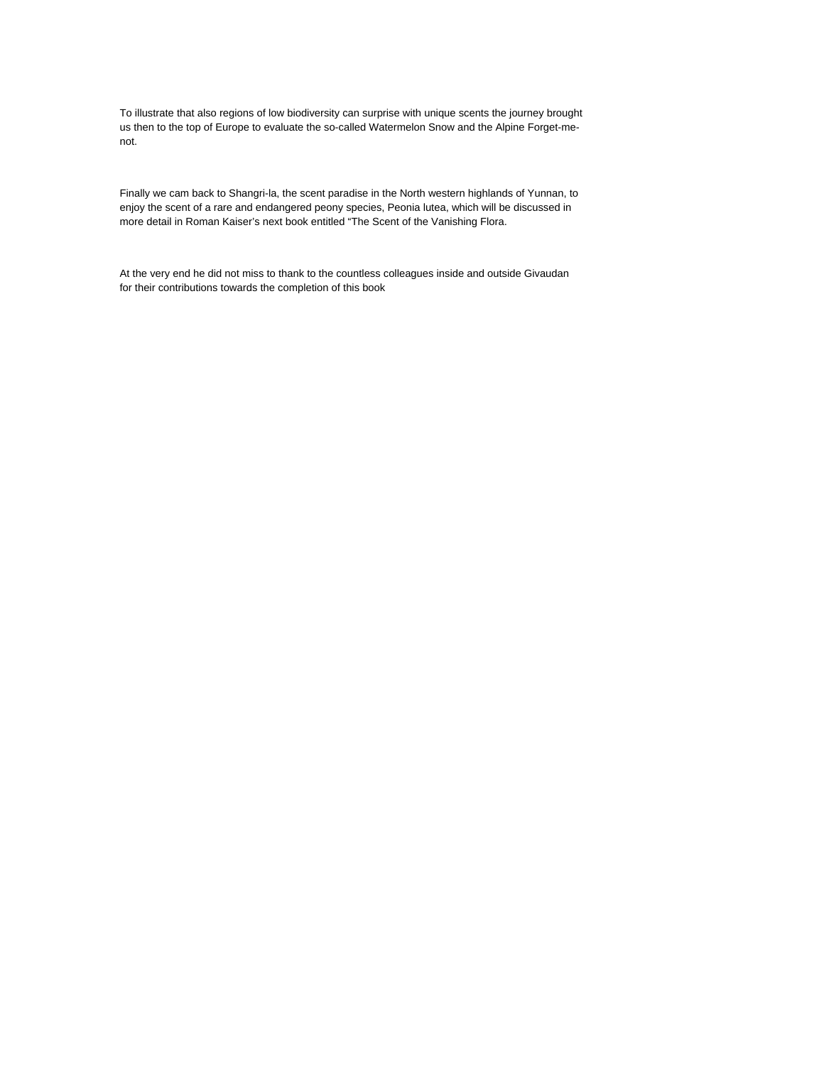To illustrate that also regions of low biodiversity can surprise with unique scents the journey brought us then to the top of Europe to evaluate the so-called Watermelon Snow and the Alpine Forget-me-not.

Finally we cam back to Shangri-la, the scent paradise in the North western highlands of Yunnan, to enjoy the scent of a rare and endangered peony species, Peonia lutea, which will be discussed in more detail in Roman Kaiser's next book entitled "The Scent of the Vanishing Flora.

At the very end he did not miss to thank to the countless colleagues inside and outside Givaudan for their contributions towards the completion of this book